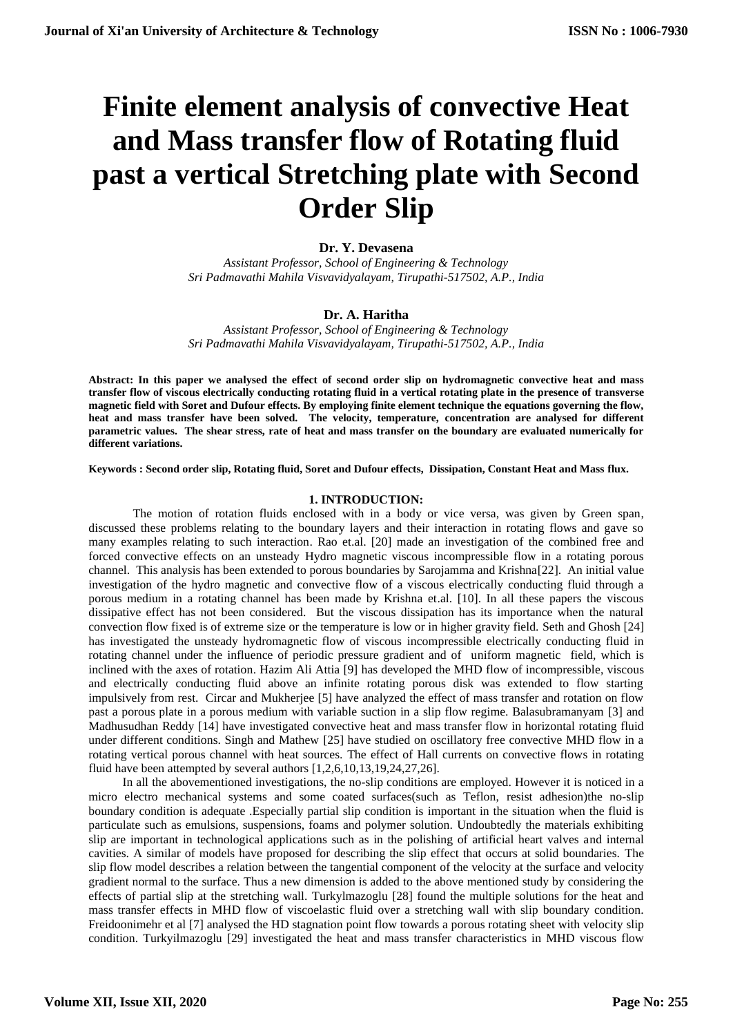# Finite element analysis of convective Heat and Mass transfer flow of Rotating fluid past a vertical Stretching plate with Second Order Slip

**Dr. Y. Devasena**

*Assistant Professor, School of Engineering & Technology*
*Sri Padmavathi Mahila Visvavidyalayam, Tirupathi-517502, A.P., India*

**Dr. A. Haritha**

*Assistant Professor, School of Engineering & Technology*
*Sri Padmavathi Mahila Visvavidyalayam, Tirupathi-517502, A.P., India*

**Abstract: In this paper we analysed the effect of second order slip on hydromagnetic convective heat and mass transfer flow of viscous electrically conducting rotating fluid in a vertical rotating plate in the presence of transverse magnetic field with Soret and Dufour effects. By employing finite element technique the equations governing the flow, heat and mass transfer have been solved. The velocity, temperature, concentration are analysed for different parametric values. The shear stress, rate of heat and mass transfer on the boundary are evaluated numerically for different variations.**

**Keywords : Second order slip, Rotating fluid, Soret and Dufour effects, Dissipation, Constant Heat and Mass flux.**

## 1. INTRODUCTION:

The motion of rotation fluids enclosed with in a body or vice versa, was given by Green span, discussed these problems relating to the boundary layers and their interaction in rotating flows and gave so many examples relating to such interaction. Rao et.al. [20] made an investigation of the combined free and forced convective effects on an unsteady Hydro magnetic viscous incompressible flow in a rotating porous channel. This analysis has been extended to porous boundaries by Sarojamma and Krishna[22]. An initial value investigation of the hydro magnetic and convective flow of a viscous electrically conducting fluid through a porous medium in a rotating channel has been made by Krishna et.al. [10]. In all these papers the viscous dissipative effect has not been considered. But the viscous dissipation has its importance when the natural convection flow fixed is of extreme size or the temperature is low or in higher gravity field. Seth and Ghosh [24] has investigated the unsteady hydromagnetic flow of viscous incompressible electrically conducting fluid in rotating channel under the influence of periodic pressure gradient and of uniform magnetic field, which is inclined with the axes of rotation. Hazim Ali Attia [9] has developed the MHD flow of incompressible, viscous and electrically conducting fluid above an infinite rotating porous disk was extended to flow starting impulsively from rest. Circar and Mukherjee [5] have analyzed the effect of mass transfer and rotation on flow past a porous plate in a porous medium with variable suction in a slip flow regime. Balasubramanyam [3] and Madhusudhan Reddy [14] have investigated convective heat and mass transfer flow in horizontal rotating fluid under different conditions. Singh and Mathew [25] have studied on oscillatory free convective MHD flow in a rotating vertical porous channel with heat sources. The effect of Hall currents on convective flows in rotating fluid have been attempted by several authors [1,2,6,10,13,19,24,27,26].

In all the abovementioned investigations, the no-slip conditions are employed. However it is noticed in a micro electro mechanical systems and some coated surfaces(such as Teflon, resist adhesion)the no-slip boundary condition is adequate .Especially partial slip condition is important in the situation when the fluid is particulate such as emulsions, suspensions, foams and polymer solution. Undoubtedly the materials exhibiting slip are important in technological applications such as in the polishing of artificial heart valves and internal cavities. A similar of models have proposed for describing the slip effect that occurs at solid boundaries. The slip flow model describes a relation between the tangential component of the velocity at the surface and velocity gradient normal to the surface. Thus a new dimension is added to the above mentioned study by considering the effects of partial slip at the stretching wall. Turkylmazoglu [28] found the multiple solutions for the heat and mass transfer effects in MHD flow of viscoelastic fluid over a stretching wall with slip boundary condition. Freidoonimehr et al [7] analysed the HD stagnation point flow towards a porous rotating sheet with velocity slip condition. Turkyilmazoglu [29] investigated the heat and mass transfer characteristics in MHD viscous flow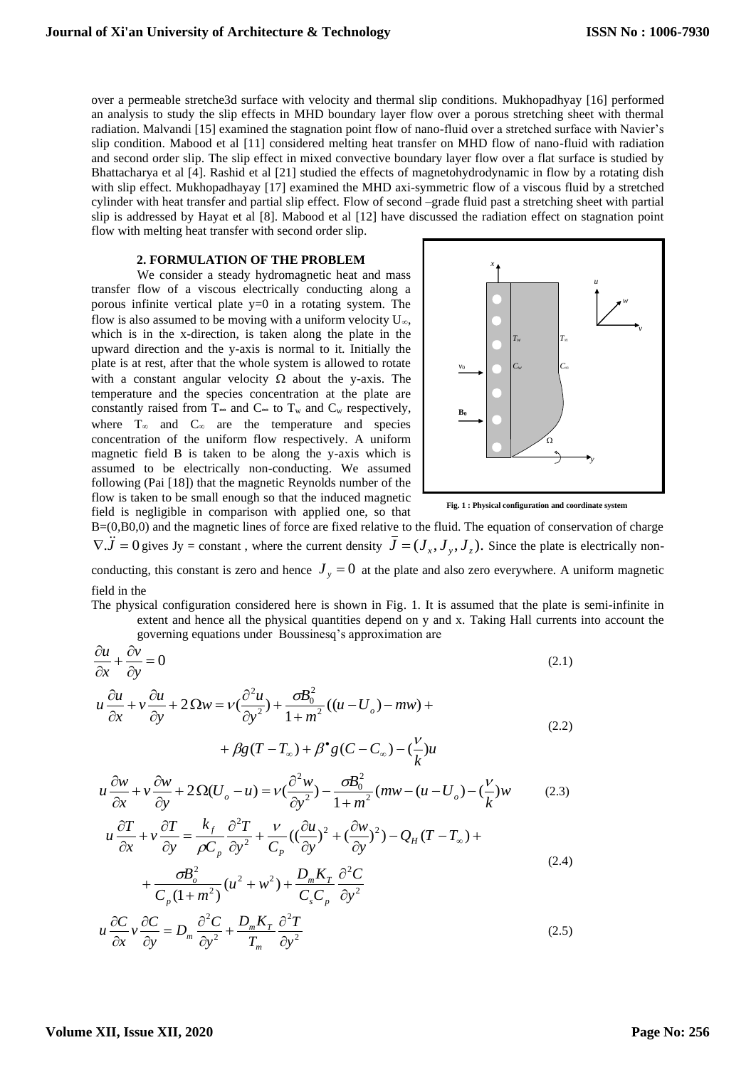over a permeable stretche3d surface with velocity and thermal slip conditions. Mukhopadhyay [16] performed an analysis to study the slip effects in MHD boundary layer flow over a porous stretching sheet with thermal radiation. Malvandi [15] examined the stagnation point flow of nano-fluid over a stretched surface with Navier's slip condition. Mabood et al [11] considered melting heat transfer on MHD flow of nano-fluid with radiation and second order slip. The slip effect in mixed convective boundary layer flow over a flat surface is studied by Bhattacharya et al [4]. Rashid et al [21] studied the effects of magnetohydrodynamic in flow by a rotating dish with slip effect. Mukhopadhayay [17] examined the MHD axi-symmetric flow of a viscous fluid by a stretched cylinder with heat transfer and partial slip effect. Flow of second –grade fluid past a stretching sheet with partial slip is addressed by Hayat et al [8]. Mabood et al [12] have discussed the radiation effect on stagnation point flow with melting heat transfer with second order slip.

## 2. FORMULATION OF THE PROBLEM

We consider a steady hydromagnetic heat and mass transfer flow of a viscous electrically conducting along a porous infinite vertical plate y=0 in a rotating system. The flow is also assumed to be moving with a uniform velocity $U_\infty$, which is in the x-direction, is taken along the plate in the upward direction and the y-axis is normal to it. Initially the plate is at rest, after that the whole system is allowed to rotate with a constant angular velocity $\Omega$ about the y-axis. The temperature and the species concentration at the plate are constantly raised from $T_\infty$ and $C_\infty$ to $T_w$ and $C_w$ respectively, where $T_\infty$ and $C_\infty$ are the temperature and species concentration of the uniform flow respectively. A uniform magnetic field B is taken to be along the y-axis which is assumed to be electrically non-conducting. We assumed following (Pai [18]) that the magnetic Reynolds number of the flow is taken to be small enough so that the induced magnetic field is negligible in comparison with applied one, so that B=(0,B0,0) and the magnetic lines of force are fixed relative to the fluid. The equation of conservation of charge $\nabla.\ddot{J} = 0$ gives Jy = constant , where the current density $\bar{J} = (J_x, J_y, J_z)$. Since the plate is electrically non-conducting, this constant is zero and hence $J_y = 0$ at the plate and also zero everywhere. A uniform magnetic field in the

Fig. 1 : Physical configuration and coordinate system

The physical configuration considered here is shown in Fig. 1. It is assumed that the plate is semi-infinite in extent and hence all the physical quantities depend on y and x. Taking Hall currents into account the governing equations under Boussinesq's approximation are

$$\frac{\partial u}{\partial x} + \frac{\partial v}{\partial y} = 0 \tag{2.1}$$

$$u\frac{\partial u}{\partial x} + v\frac{\partial u}{\partial y} + 2\Omega w = \nu\left(\frac{\partial^2 u}{\partial y^2}\right) + \frac{\sigma B_0^2}{1+m^2}((u - U_o) - mw) + \beta g(T - T_\infty) + \beta^\bullet g(C - C_\infty) - \left(\frac{\nu}{k}\right)u \tag{2.2}$$

$$u\frac{\partial w}{\partial x} + v\frac{\partial w}{\partial y} + 2\Omega(U_o - u) = \nu\left(\frac{\partial^2 w}{\partial y^2}\right) - \frac{\sigma B_0^2}{1+m^2}(mw - (u - U_o) - \left(\frac{\nu}{k}\right)w \tag{2.3}$$

$$u\frac{\partial T}{\partial x} + v\frac{\partial T}{\partial y} = \frac{k_f}{\rho C_p}\frac{\partial^2 T}{\partial y^2} + \frac{\nu}{C_P}\left(\left(\frac{\partial u}{\partial y}\right)^2 + \left(\frac{\partial w}{\partial y}\right)^2\right) - Q_H(T - T_\infty) + \frac{\sigma B_o^2}{C_p(1+m^2)}(u^2 + w^2) + \frac{D_m K_T}{C_s C_p}\frac{\partial^2 C}{\partial y^2} \tag{2.4}$$

$$u\frac{\partial C}{\partial x} v\frac{\partial C}{\partial y} = D_m\frac{\partial^2 C}{\partial y^2} + \frac{D_m K_T}{T_m}\frac{\partial^2 T}{\partial y^2} \tag{2.5}$$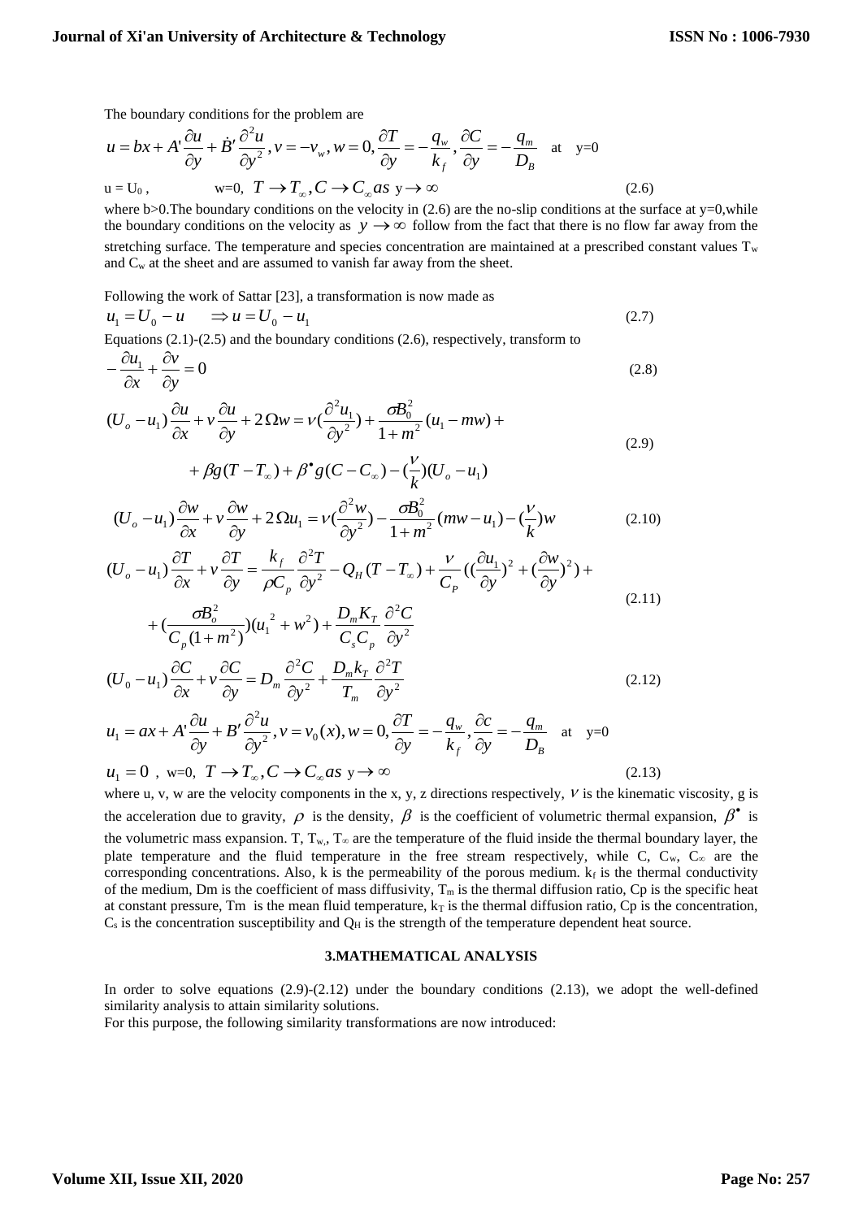The boundary conditions for the problem are

$$u = bx + A'\frac{\partial u}{\partial y} + \dot{B}'\frac{\partial^2 u}{\partial y^2}, v = -v_w, w = 0, \frac{\partial T}{\partial y} = -\frac{q_w}{k_f}, \frac{\partial C}{\partial y} = -\frac{q_m}{D_B} \quad \text{at} \quad y=0$$

$$u = U_0, \qquad w=0, \quad T \to T_\infty, C \to C_\infty \, as \; y \to \infty \tag{2.6}$$

where b>0.The boundary conditions on the velocity in (2.6) are the no-slip conditions at the surface at y=0,while the boundary conditions on the velocity as $y \to \infty$ follow from the fact that there is no flow far away from the stretching surface. The temperature and species concentration are maintained at a prescribed constant values $T_w$ and $C_w$ at the sheet and are assumed to vanish far away from the sheet.

Following the work of Sattar [23], a transformation is now made as

$$u_1 = U_0 - u \quad \Rightarrow u = U_0 - u_1 \tag{2.7}$$

Equations (2.1)-(2.5) and the boundary conditions (2.6), respectively, transform to

$$-\frac{\partial u_1}{\partial x} + \frac{\partial v}{\partial y} = 0 \tag{2.8}$$

$$(U_o - u_1)\frac{\partial u}{\partial x} + v\frac{\partial u}{\partial y} + 2\Omega w = \nu\left(\frac{\partial^2 u_1}{\partial y^2}\right) + \frac{\sigma B_0^2}{1+m^2}(u_1 - mw) + \beta g(T - T_\infty) + \beta^{\bullet} g(C - C_\infty) - \left(\frac{\nu}{k}\right)(U_o - u_1) \tag{2.9}$$

$$(U_o - u_1)\frac{\partial w}{\partial x} + v\frac{\partial w}{\partial y} + 2\Omega u_1 = \nu\left(\frac{\partial^2 w}{\partial y^2}\right) - \frac{\sigma B_0^2}{1+m^2}(mw - u_1) - \left(\frac{\nu}{k}\right)w \tag{2.10}$$

$$(U_o - u_1)\frac{\partial T}{\partial x} + v\frac{\partial T}{\partial y} = \frac{k_f}{\rho C_p}\frac{\partial^2 T}{\partial y^2} - Q_H(T - T_\infty) + \frac{\nu}{C_P}\left(\left(\frac{\partial u_1}{\partial y}\right)^2 + \left(\frac{\partial w}{\partial y}\right)^2\right) + \left(\frac{\sigma B_o^2}{C_p(1+m^2)}\right)(u_1{}^2 + w^2) + \frac{D_m K_T}{C_s C_p}\frac{\partial^2 C}{\partial y^2} \tag{2.11}$$

$$(U_0 - u_1)\frac{\partial C}{\partial x} + v\frac{\partial C}{\partial y} = D_m\frac{\partial^2 C}{\partial y^2} + \frac{D_m k_T}{T_m}\frac{\partial^2 T}{\partial y^2} \tag{2.12}$$

$$u_1 = ax + A'\frac{\partial u}{\partial y} + B'\frac{\partial^2 u}{\partial y^2}, v = v_0(x), w = 0, \frac{\partial T}{\partial y} = -\frac{q_w}{k_f}, \frac{\partial c}{\partial y} = -\frac{q_m}{D_B} \quad \text{at} \quad y=0$$

$$u_1 = 0, \; w=0, \; T \to T_\infty, C \to C_\infty \, as \; y \to \infty \tag{2.13}$$

where u, v, w are the velocity components in the x, y, z directions respectively, $\nu$ is the kinematic viscosity, g is the acceleration due to gravity, $\rho$ is the density, $\beta$ is the coefficient of volumetric thermal expansion, $\beta^{\bullet}$ is the volumetric mass expansion. T, $T_w$, $T_\infty$ are the temperature of the fluid inside the thermal boundary layer, the plate temperature and the fluid temperature in the free stream respectively, while C, $C_w$, $C_\infty$ are the corresponding concentrations. Also, k is the permeability of the porous medium. $k_f$ is the thermal conductivity of the medium, Dm is the coefficient of mass diffusivity, $T_m$ is the thermal diffusion ratio, Cp is the specific heat at constant pressure, Tm is the mean fluid temperature, $k_T$ is the thermal diffusion ratio, Cp is the concentration, $C_s$ is the concentration susceptibility and $Q_H$ is the strength of the temperature dependent heat source.

### 3.MATHEMATICAL ANALYSIS

In order to solve equations (2.9)-(2.12) under the boundary conditions (2.13), we adopt the well-defined similarity analysis to attain similarity solutions.

For this purpose, the following similarity transformations are now introduced: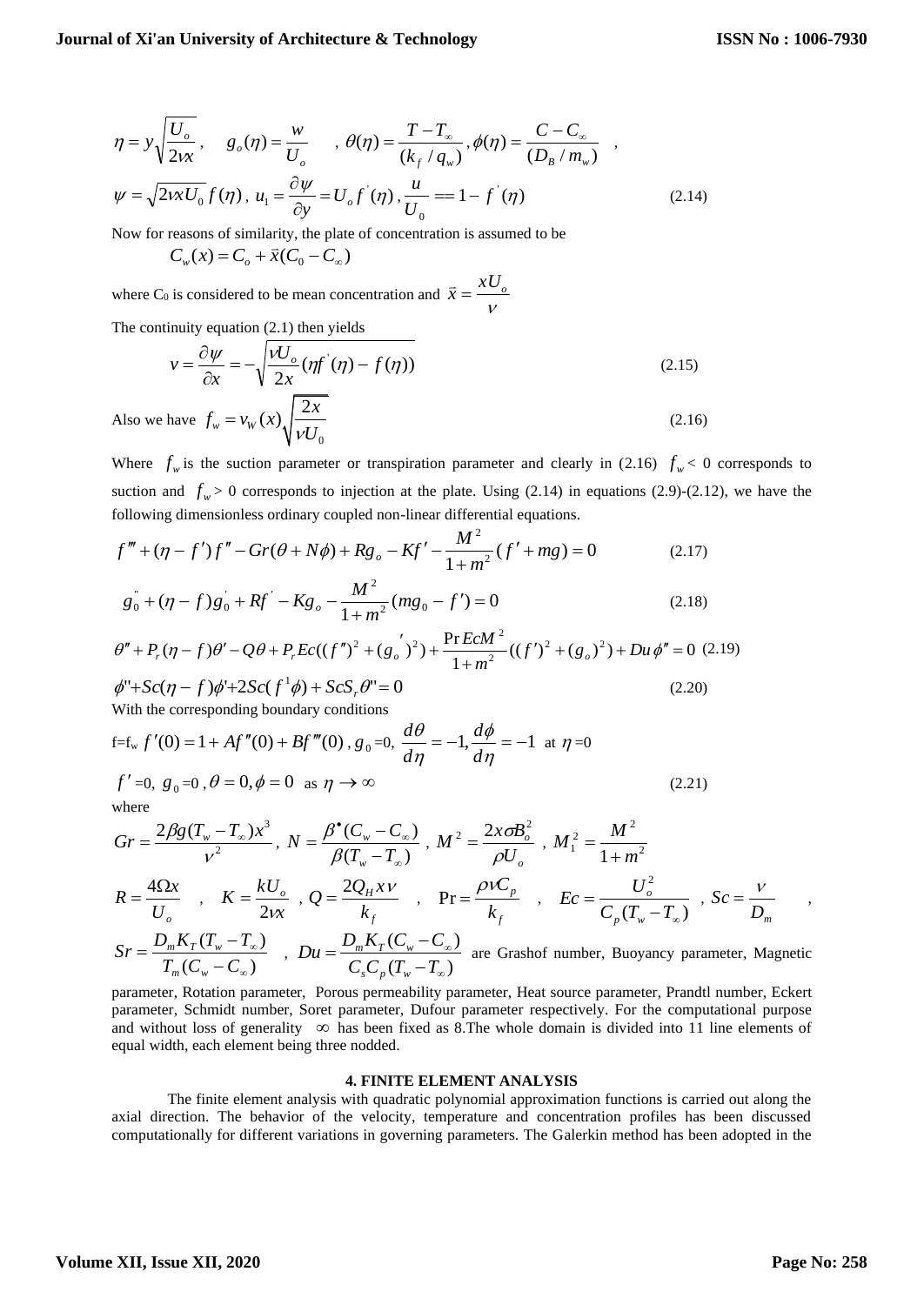$$\eta = y\sqrt{\frac{U_o}{2\nu x}}, \quad g_o(\eta) = \frac{w}{U_o} \quad , \theta(\eta) = \frac{T - T_\infty}{(k_f / q_w)}, \phi(\eta) = \frac{C - C_\infty}{(D_B / m_w)} \quad ,$$

$$\psi = \sqrt{2\nu x U_0} f(\eta), \; u_1 = \frac{\partial \psi}{\partial y} = U_o f^{'}(\eta), \frac{u}{U_0} == 1 - f^{'}(\eta) \tag{2.14}$$

Now for reasons of similarity, the plate of concentration is assumed to be

$$C_w(x) = C_o + \vec{x}(C_0 - C_\infty)$$

where $C_0$ is considered to be mean concentration and $\vec{x} = \frac{xU_o}{\nu}$

The continuity equation (2.1) then yields

$$v = \frac{\partial \psi}{\partial x} = -\sqrt{\frac{\nu U_o}{2x}(\eta f^{'}(\eta) - f(\eta))} \tag{2.15}$$

Also we have $f_w = v_W(x)\sqrt{\frac{2x}{\nu U_0}}$ (2.16)

Where $f_w$ is the suction parameter or transpiration parameter and clearly in (2.16) $f_w < 0$ corresponds to suction and $f_w > 0$ corresponds to injection at the plate. Using (2.14) in equations (2.9)-(2.12), we have the following dimensionless ordinary coupled non-linear differential equations.

$$f''' + (\eta - f')f'' - Gr(\theta + N\phi) + Rg_o - Kf' - \frac{M^2}{1+m^2}(f' + mg) = 0 \tag{2.17}$$

$$g_0^{''} + (\eta - f)g_0^{'} + Rf^{'} - Kg_o - \frac{M^2}{1+m^2}(mg_0 - f') = 0 \tag{2.18}$$

$$\theta'' + P_r(\eta - f)\theta' - Q\theta + P_r Ec((f'')^2 + (g_o^{'})^2) + \frac{\Pr Ec M^2}{1+m^2}((f')^2 + (g_o)^2) + Du\,\phi'' = 0 \tag{2.19}$$

$$\phi'' + Sc(\eta - f)\phi' + 2Sc(f^1\phi) + ScS_r\theta'' = 0 \tag{2.20}$$

With the corresponding boundary conditions

$$f = f_w \; f'(0) = 1 + Af''(0) + Bf'''(0), \; g_0 = 0, \; \frac{d\theta}{d\eta} = -1, \frac{d\phi}{d\eta} = -1 \;\text{ at } \eta = 0$$

$$f' = 0, \; g_0 = 0, \; \theta = 0, \phi = 0 \;\text{ as } \eta \to \infty \tag{2.21}$$

where

$$Gr = \frac{2\beta g(T_w - T_\infty)x^3}{\nu^2}, \; N = \frac{\beta^\bullet(C_w - C_\infty)}{\beta(T_w - T_\infty)}, \; M^2 = \frac{2x\sigma B_o^2}{\rho U_o}, \; M_1^2 = \frac{M^2}{1+m^2}$$

$$R = \frac{4\Omega x}{U_o}, \quad K = \frac{kU_o}{2\nu x}, \; Q = \frac{2Q_H x \nu}{k_f}, \quad \Pr = \frac{\rho \nu C_p}{k_f}, \quad Ec = \frac{U_o^2}{C_p(T_w - T_\infty)}, \; Sc = \frac{\nu}{D_m},$$

$$Sr = \frac{D_m K_T(T_w - T_\infty)}{T_m(C_w - C_\infty)}, \; Du = \frac{D_m K_T(C_w - C_\infty)}{C_s C_p(T_w - T_\infty)}$$

are Grashof number, Buoyancy parameter, Magnetic parameter, Rotation parameter, Porous permeability parameter, Heat source parameter, Prandtl number, Eckert parameter, Schmidt number, Soret parameter, Dufour parameter respectively. For the computational purpose and without loss of generality $\infty$ has been fixed as 8.The whole domain is divided into 11 line elements of equal width, each element being three nodded.

## 4. FINITE ELEMENT ANALYSIS

The finite element analysis with quadratic polynomial approximation functions is carried out along the axial direction. The behavior of the velocity, temperature and concentration profiles has been discussed computationally for different variations in governing parameters. The Galerkin method has been adopted in the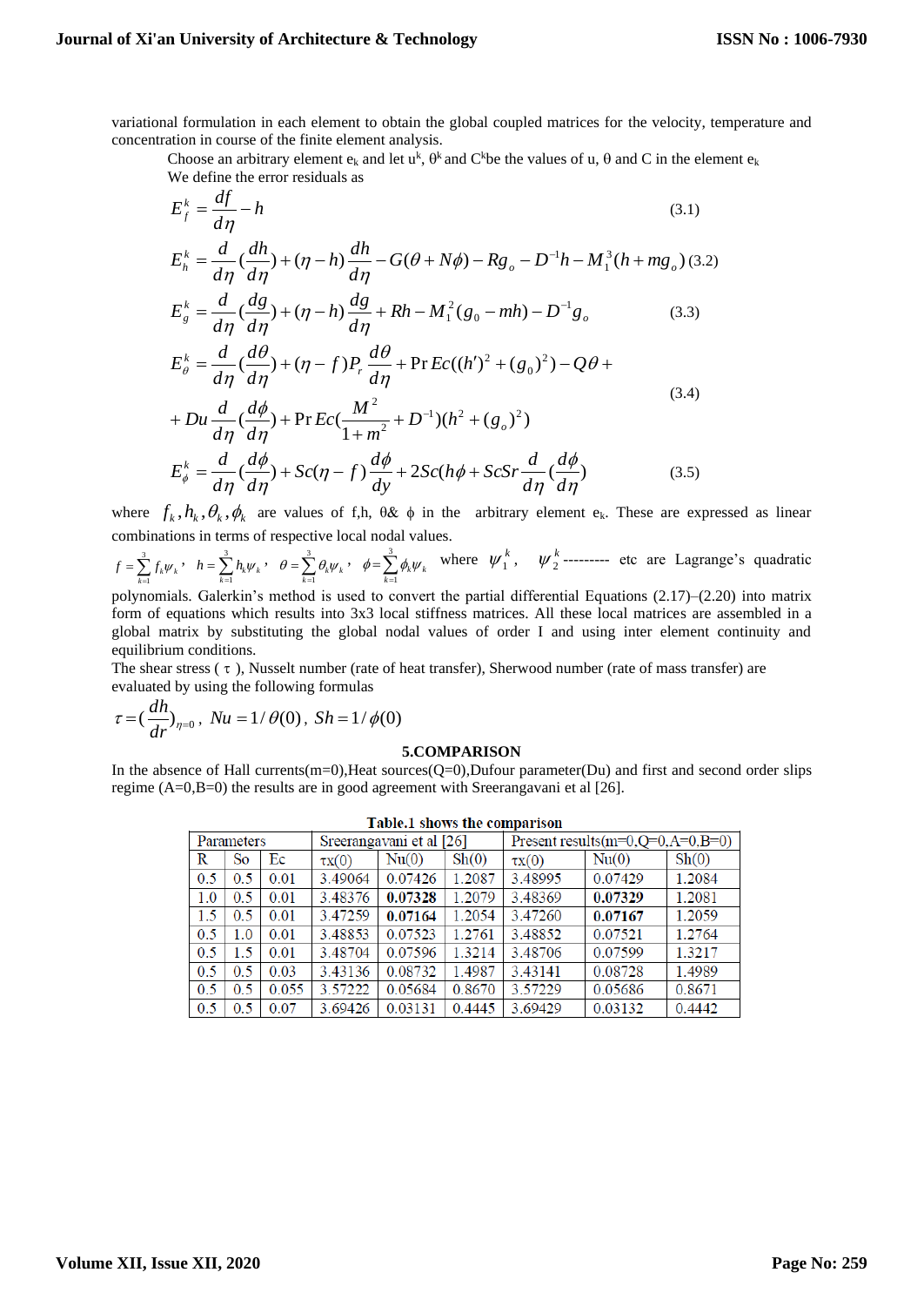variational formulation in each element to obtain the global coupled matrices for the velocity, temperature and concentration in course of the finite element analysis.

Choose an arbitrary element $e_k$ and let $u^k$, $\theta^k$ and $C^k$be the values of u, θ and C in the element $e_k$

We define the error residuals as

$$E_f^k = \frac{df}{d\eta} - h \tag{3.1}$$

$$E_h^k = \frac{d}{d\eta}(\frac{dh}{d\eta}) + (\eta - h)\frac{dh}{d\eta} - G(\theta + N\phi) - Rg_o - D^{-1}h - M_1^3(h + mg_o) \tag{3.2}$$

$$E_g^k = \frac{d}{d\eta}(\frac{dg}{d\eta}) + (\eta - h)\frac{dg}{d\eta} + Rh - M_1^2(g_0 - mh) - D^{-1}g_o \tag{3.3}$$

$$E_\theta^k = \frac{d}{d\eta}(\frac{d\theta}{d\eta}) + (\eta - f)P_r\frac{d\theta}{d\eta} + \Pr Ec((h')^2 + (g_0)^2) - Q\theta + + Du\frac{d}{d\eta}(\frac{d\phi}{d\eta}) + \Pr Ec(\frac{M^2}{1+m^2} + D^{-1})(h^2 + (g_o)^2) \tag{3.4}$$

$$E_\phi^k = \frac{d}{d\eta}(\frac{d\phi}{d\eta}) + Sc(\eta - f)\frac{d\phi}{dy} + 2Sc(h\phi + ScSr\frac{d}{d\eta}(\frac{d\phi}{d\eta}) \tag{3.5}$$

where $f_k, h_k, \theta_k, \phi_k$ are values of f,h, θ& ϕ in the arbitrary element $e_k$. These are expressed as linear combinations in terms of respective local nodal values.

$f = \sum_{k=1}^{3} f_k\psi_k$, $h = \sum_{k=1}^{3} h_k\psi_k$, $\theta = \sum_{k=1}^{3} \theta_k\psi_k$, $\phi = \sum_{k=1}^{3} \phi_k\psi_k$ where $\psi_1^k$, $\psi_2^k$--------- etc are Lagrange's quadratic polynomials. Galerkin's method is used to convert the partial differential Equations (2.17)–(2.20) into matrix form of equations which results into 3x3 local stiffness matrices. All these local matrices are assembled in a global matrix by substituting the global nodal values of order I and using inter element continuity and equilibrium conditions.

The shear stress ( τ ), Nusselt number (rate of heat transfer), Sherwood number (rate of mass transfer) are evaluated by using the following formulas

$$\tau = (\frac{dh}{dr})_{\eta=0},\ Nu = 1/\theta(0),\ Sh = 1/\phi(0)$$

## 5.COMPARISON

In the absence of Hall currents(m=0),Heat sources(Q=0),Dufour parameter(Du) and first and second order slips regime (A=0,B=0) the results are in good agreement with Sreerangavani et al [26].

Table.1 shows the comparison

| Parameters | | | Sreerangavani et al [26] | | | Present results(m=0,Q=0,A=0,B=0) | | |
|---|---|---|---|---|---|---|---|---|
| R | So | Ec | τx(0) | Nu(0) | Sh(0) | τx(0) | Nu(0) | Sh(0) |
| 0.5 | 0.5 | 0.01 | 3.49064 | 0.07426 | 1.2087 | 3.48995 | 0.07429 | 1.2084 |
| 1.0 | 0.5 | 0.01 | 3.48376 | **0.07328** | 1.2079 | 3.48369 | **0.07329** | 1.2081 |
| 1.5 | 0.5 | 0.01 | 3.47259 | **0.07164** | 1.2054 | 3.47260 | **0.07167** | 1.2059 |
| 0.5 | 1.0 | 0.01 | 3.48853 | 0.07523 | 1.2761 | 3.48852 | 0.07521 | 1.2764 |
| 0.5 | 1.5 | 0.01 | 3.48704 | 0.07596 | 1.3214 | 3.48706 | 0.07599 | 1.3217 |
| 0.5 | 0.5 | 0.03 | 3.43136 | 0.08732 | 1.4987 | 3.43141 | 0.08728 | 1.4989 |
| 0.5 | 0.5 | 0.055 | 3.57222 | 0.05684 | 0.8670 | 3.57229 | 0.05686 | 0.8671 |
| 0.5 | 0.5 | 0.07 | 3.69426 | 0.03131 | 0.4445 | 3.69429 | 0.03132 | 0.4442 |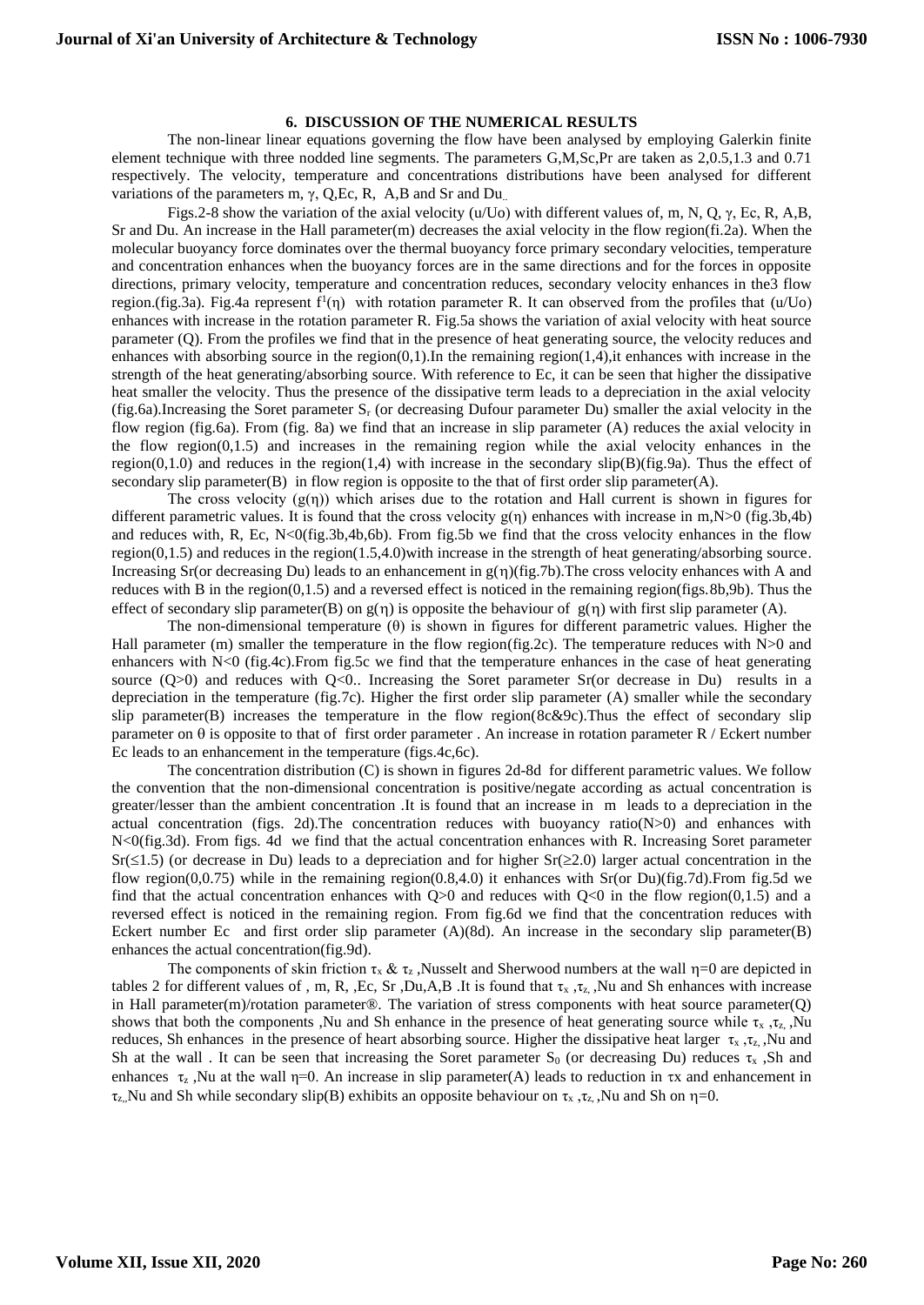## 6. DISCUSSION OF THE NUMERICAL RESULTS

The non-linear linear equations governing the flow have been analysed by employing Galerkin finite element technique with three nodded line segments. The parameters G,M,Sc,Pr are taken as 2,0.5,1.3 and 0.71 respectively. The velocity, temperature and concentrations distributions have been analysed for different variations of the parameters m, $\gamma$, Q,Ec, R, A,B and Sr and Du..

Figs.2-8 show the variation of the axial velocity (u/Uo) with different values of, m, N, Q, $\gamma$, Ec, R, A,B, Sr and Du. An increase in the Hall parameter(m) decreases the axial velocity in the flow region(fi.2a). When the molecular buoyancy force dominates over the thermal buoyancy force primary secondary velocities, temperature and concentration enhances when the buoyancy forces are in the same directions and for the forces in opposite directions, primary velocity, temperature and concentration reduces, secondary velocity enhances in the3 flow region.(fig.3a). Fig.4a represent $f^1(\eta)$ with rotation parameter R. It can observed from the profiles that (u/Uo) enhances with increase in the rotation parameter R. Fig.5a shows the variation of axial velocity with heat source parameter (Q). From the profiles we find that in the presence of heat generating source, the velocity reduces and enhances with absorbing source in the region(0,1).In the remaining region(1,4),it enhances with increase in the strength of the heat generating/absorbing source. With reference to Ec, it can be seen that higher the dissipative heat smaller the velocity. Thus the presence of the dissipative term leads to a depreciation in the axial velocity (fig.6a).Increasing the Soret parameter $S_r$ (or decreasing Dufour parameter Du) smaller the axial velocity in the flow region (fig.6a). From (fig. 8a) we find that an increase in slip parameter (A) reduces the axial velocity in the flow region(0,1.5) and increases in the remaining region while the axial velocity enhances in the region(0,1.0) and reduces in the region(1,4) with increase in the secondary slip(B)(fig.9a). Thus the effect of secondary slip parameter(B) in flow region is opposite to the that of first order slip parameter(A).

The cross velocity ($g(\eta)$) which arises due to the rotation and Hall current is shown in figures for different parametric values. It is found that the cross velocity $g(\eta)$ enhances with increase in m,N>0 (fig.3b,4b) and reduces with, R, Ec, N<0(fig.3b,4b,6b). From fig.5b we find that the cross velocity enhances in the flow region(0,1.5) and reduces in the region(1.5,4.0)with increase in the strength of heat generating/absorbing source. Increasing Sr(or decreasing Du) leads to an enhancement in $g(\eta)$(fig.7b).The cross velocity enhances with A and reduces with B in the region(0,1.5) and a reversed effect is noticed in the remaining region(figs.8b,9b). Thus the effect of secondary slip parameter(B) on $g(\eta)$ is opposite the behaviour of $g(\eta)$ with first slip parameter (A).

The non-dimensional temperature ($\theta$) is shown in figures for different parametric values. Higher the Hall parameter (m) smaller the temperature in the flow region(fig.2c). The temperature reduces with N>0 and enhancers with N<0 (fig.4c).From fig.5c we find that the temperature enhances in the case of heat generating source (Q>0) and reduces with Q<0.. Increasing the Soret parameter Sr(or decrease in Du) results in a depreciation in the temperature (fig.7c). Higher the first order slip parameter (A) smaller while the secondary slip parameter(B) increases the temperature in the flow region(8c&9c).Thus the effect of secondary slip parameter on $\theta$ is opposite to that of first order parameter . An increase in rotation parameter R / Eckert number Ec leads to an enhancement in the temperature (figs.4c,6c).

The concentration distribution (C) is shown in figures 2d-8d for different parametric values. We follow the convention that the non-dimensional concentration is positive/negate according as actual concentration is greater/lesser than the ambient concentration .It is found that an increase in m leads to a depreciation in the actual concentration (figs. 2d).The concentration reduces with buoyancy ratio(N>0) and enhances with N<0(fig.3d). From figs. 4d we find that the actual concentration enhances with R. Increasing Soret parameter Sr($\le$1.5) (or decrease in Du) leads to a depreciation and for higher Sr($\ge$2.0) larger actual concentration in the flow region(0,0.75) while in the remaining region(0.8,4.0) it enhances with Sr(or Du)(fig.7d).From fig.5d we find that the actual concentration enhances with Q>0 and reduces with Q<0 in the flow region(0,1.5) and a reversed effect is noticed in the remaining region. From fig.6d we find that the concentration reduces with Eckert number Ec and first order slip parameter (A)(8d). An increase in the secondary slip parameter(B) enhances the actual concentration(fig.9d).

The components of skin friction $\tau_x$ & $\tau_z$ ,Nusselt and Sherwood numbers at the wall $\eta$=0 are depicted in tables 2 for different values of , m, R, ,Ec, Sr ,Du,A,B .It is found that $\tau_x$ ,$\tau_z$, ,Nu and Sh enhances with increase in Hall parameter(m)/rotation parameter®. The variation of stress components with heat source parameter(Q) shows that both the components ,Nu and Sh enhance in the presence of heat generating source while $\tau_x$ ,$\tau_z$, ,Nu reduces, Sh enhances in the presence of heart absorbing source. Higher the dissipative heat larger $\tau_x$ ,$\tau_z$, ,Nu and Sh at the wall . It can be seen that increasing the Soret parameter $S_0$ (or decreasing Du) reduces $\tau_x$ ,Sh and enhances $\tau_z$ ,Nu at the wall $\eta$=0. An increase in slip parameter(A) leads to reduction in $\tau$x and enhancement in $\tau_z$,,Nu and Sh while secondary slip(B) exhibits an opposite behaviour on $\tau_x$ ,$\tau_z$, ,Nu and Sh on $\eta$=0.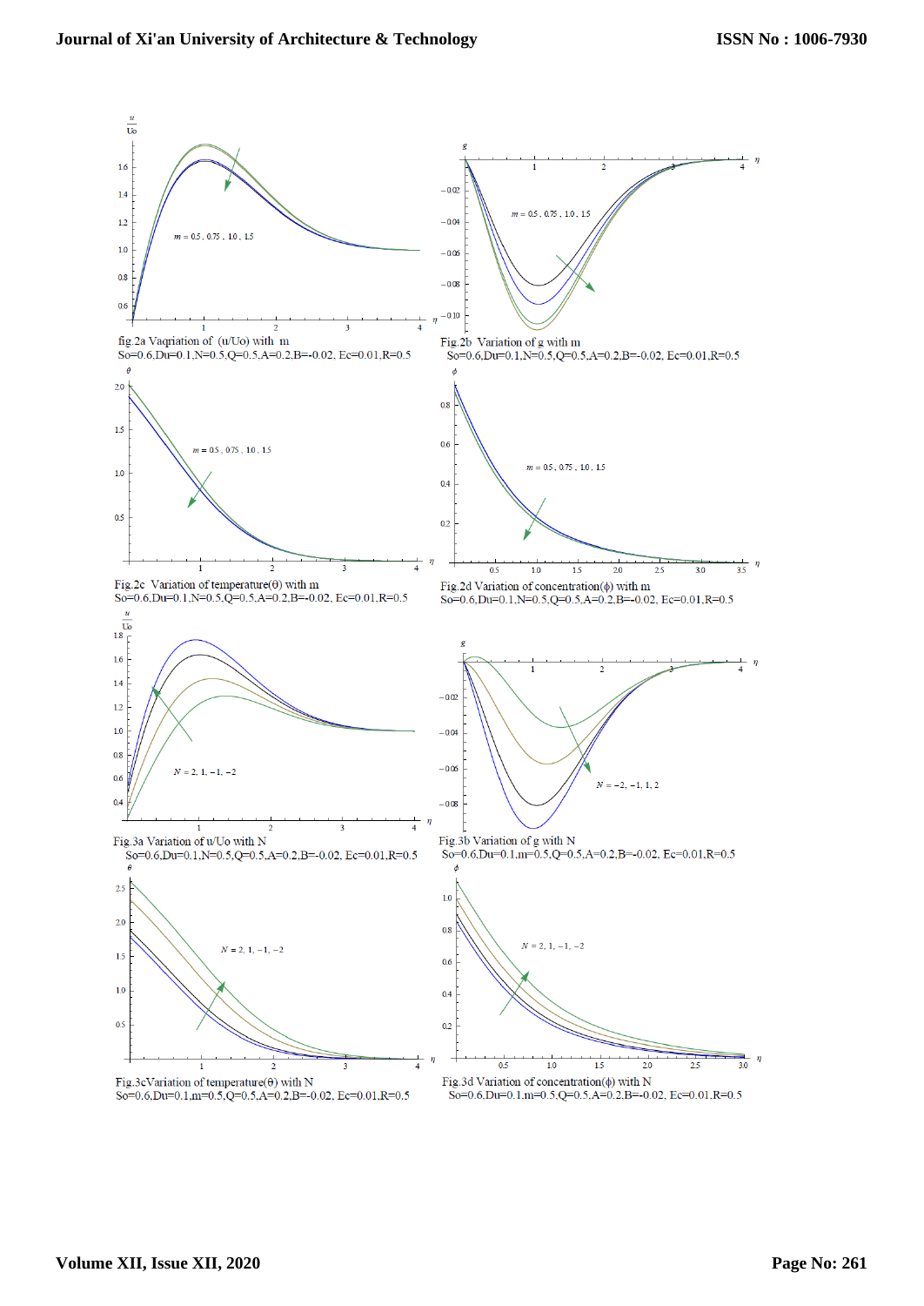fig.2a Vaqriation of (u/Uo) with m
So=0.6,Du=0.1,N=0.5,Q=0.5,A=0.2,B=-0.02, Ec=0.01,R=0.5

Fig.2b Variation of g with m
So=0.6,Du=0.1,N=0.5,Q=0.5,A=0.2,B=-0.02, Ec=0.01,R=0.5

Fig.2c Variation of temperature($\theta$) with m
So=0.6,Du=0.1,N=0.5,Q=0.5,A=0.2,B=-0.02, Ec=0.01,R=0.5

Fig.2d Variation of concentration($\phi$) with m
So=0.6,Du=0.1,N=0.5,Q=0.5,A=0.2,B=-0.02, Ec=0.01,R=0.5

Fig.3a Variation of u/Uo with N
So=0.6,Du=0.1,N=0.5,Q=0.5,A=0.2,B=-0.02, Ec=0.01,R=0.5

Fig.3b Variation of g with N
So=0.6,Du=0.1,m=0.5,Q=0.5,A=0.2,B=-0.02, Ec=0.01,R=0.5

Fig.3cVariation of temperature($\theta$) with N
So=0.6,Du=0.1,m=0.5,Q=0.5,A=0.2,B=-0.02, Ec=0.01,R=0.5

Fig.3d Variation of concentration($\phi$) with N
So=0.6,Du=0.1,m=0.5,Q=0.5,A=0.2,B=-0.02, Ec=0.01,R=0.5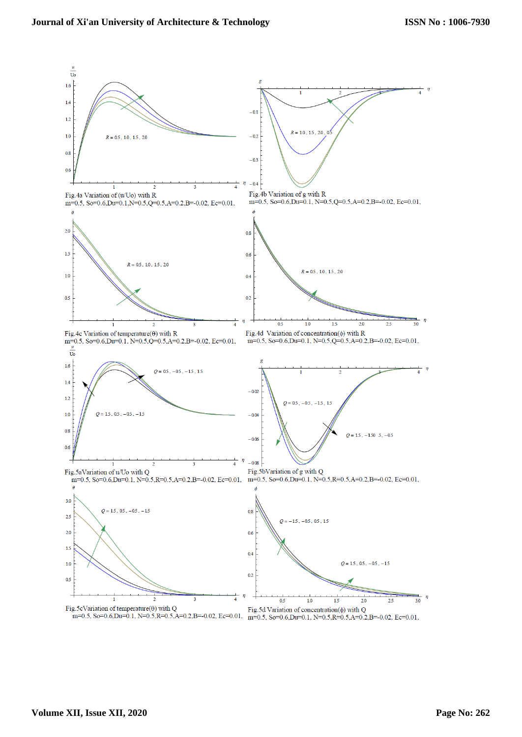Fig.4a Variation of (u/Uo) with R
m=0.5, So=0.6,Du=0.1,N=0.5,Q=0.5,A=0.2,B=-0.02, Ec=0.01,

Fig.4b Variation of g with R
m=0.5, So=0.6,Du=0.1, N=0.5,Q=0.5,A=0.2,B=-0.02, Ec=0.01,

Fig.4c Variation of temperature(θ) with R
m=0.5, So=0.6,Du=0.1, N=0.5,Q=0.5,A=0.2,B=-0.02, Ec=0.01,

Fig.4d Variation of concentration(ϕ) with R
m=0.5, So=0.6,Du=0.1, N=0.5,Q=0.5,A=0.2,B=-0.02, Ec=0.01,

Fig.5aVariation of u/Uo with Q
m=0.5, So=0.6,Du=0.1, N=0.5,R=0.5,A=0.2,B=-0.02, Ec=0.01,

Fig.5bVariation of g with Q
m=0.5, So=0.6,Du=0.1, N=0.5,R=0.5,A=0.2,B=-0.02, Ec=0.01,

Fig.5cVariation of temperature(θ) with Q
m=0.5, So=0.6,Du=0.1, N=0.5,R=0.5,A=0.2,B=-0.02, Ec=0.01,

Fig.5d Variation of concentration(ϕ) with Q
m=0.5, So=0.6,Du=0.1, N=0.5,R=0.5,A=0.2,B=-0.02, Ec=0.01,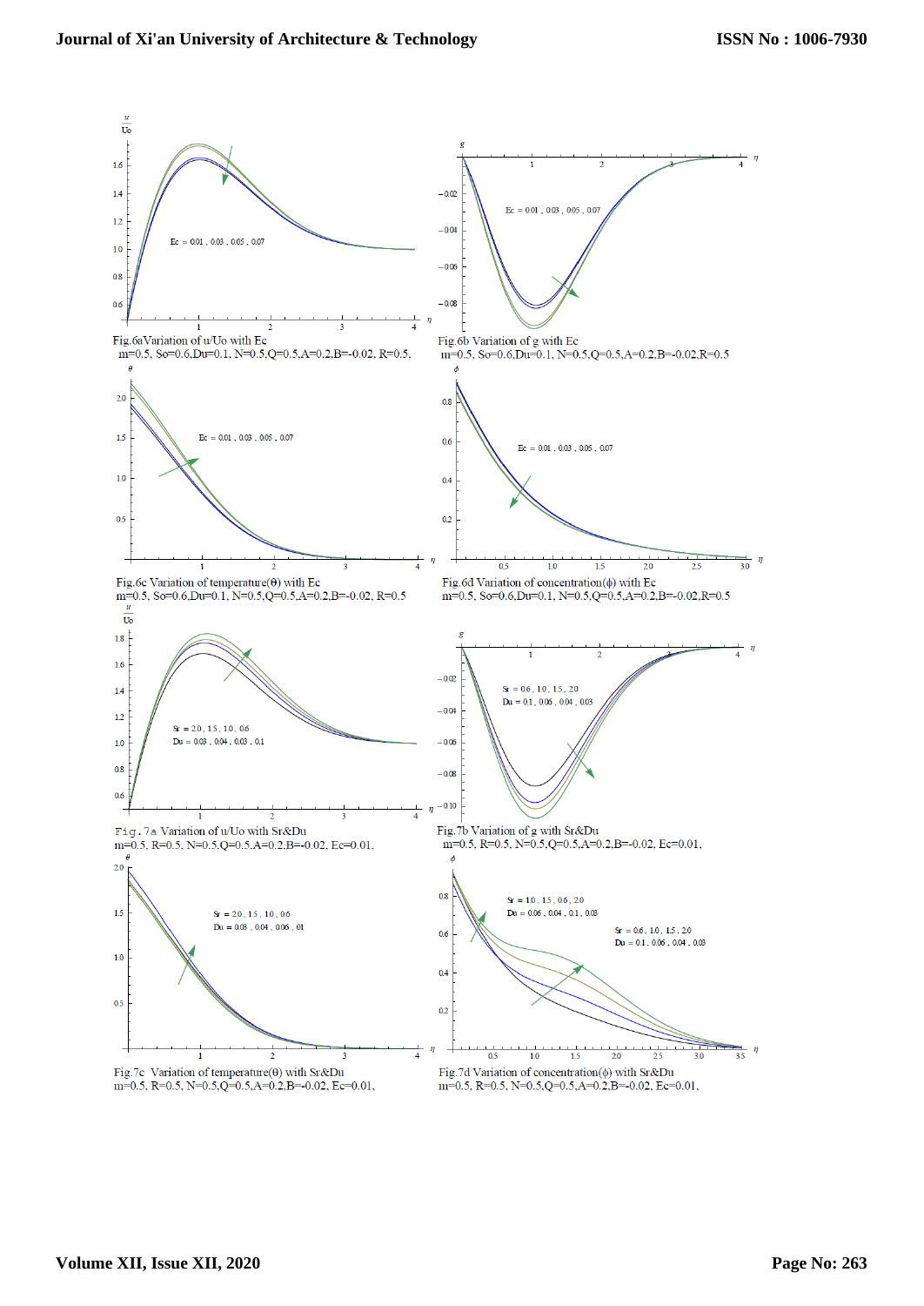Fig.6a Variation of u/Uo with Ec
m=0.5, So=0.6,Du=0.1, N=0.5,Q=0.5,A=0.2,B=-0.02, R=0.5,

Fig.6b Variation of g with Ec
m=0.5, So=0.6,Du=0.1, N=0.5,Q=0.5,A=0.2,B=-0.02,R=0.5

Fig.6c Variation of temperature(θ) with Ec
m=0.5, So=0.6,Du=0.1, N=0.5,Q=0.5,A=0.2,B=-0.02, R=0.5

Fig.6d Variation of concentration(ϕ) with Ec
m=0.5, So=0.6,Du=0.1, N=0.5,Q=0.5,A=0.2,B=-0.02,R=0.5

Fig.7a Variation of u/Uo with Sr&Du
m=0.5, R=0.5, N=0.5,Q=0.5,A=0.2,B=-0.02, Ec=0.01,

Fig.7b Variation of g with Sr&Du
m=0.5, R=0.5, N=0.5,Q=0.5,A=0.2,B=-0.02, Ec=0.01,

Fig.7c Variation of temperature(θ) with Sr&Du
m=0.5, R=0.5, N=0.5,Q=0.5,A=0.2,B=-0.02, Ec=0.01,

Fig.7d Variation of concentration(ϕ) with Sr&Du
m=0.5, R=0.5, N=0.5,Q=0.5,A=0.2,B=-0.02, Ec=0.01,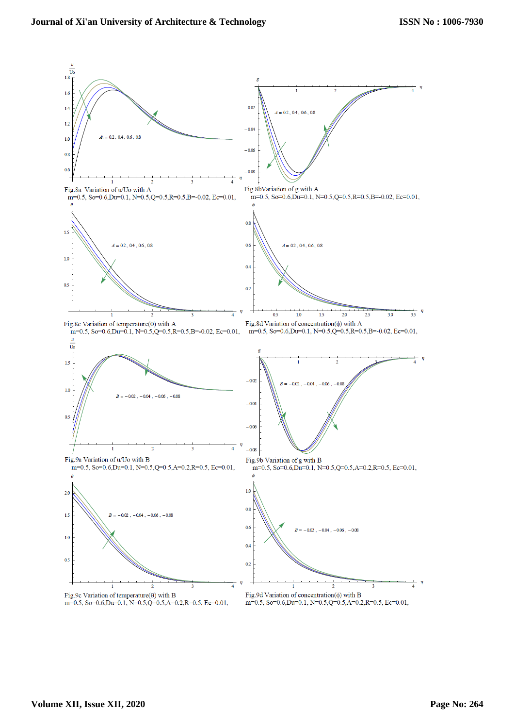Fig.8a Variation of u/Uo with A
m=0.5, So=0.6,Du=0.1, N=0.5,Q=0.5,R=0.5,B=-0.02, Ec=0.01,

Fig.8bVariation of g with A
m=0.5, So=0.6,Du=0.1, N=0.5,Q=0.5,R=0.5,B=-0.02, Ec=0.01,

Fig.8c Variation of temperature(θ) with A
m=0.5, So=0.6,Du=0.1, N=0.5,Q=0.5,R=0.5,B=-0.02, Ec=0.01,

Fig.8d Variation of concentration(ϕ) with A
m=0.5, So=0.6,Du=0.1, N=0.5,Q=0.5,R=0.5,B=-0.02, Ec=0.01,

Fig.9a Variation of u/Uo with B
m=0.5, So=0.6,Du=0.1, N=0.5,Q=0.5,A=0.2,R=0.5, Ec=0.01,

Fig.9b Variation of g with B
m=0.5, So=0.6,Du=0.1, N=0.5,Q=0.5,A=0.2,R=0.5, Ec=0.01,

Fig.9c Variation of temperature(θ) with B
m=0.5, So=0.6,Du=0.1, N=0.5,Q=0.5,A=0.2,R=0.5, Ec=0.01,

Fig.9d Variation of concentration(ϕ) with B
m=0.5, So=0.6,Du=0.1, N=0.5,Q=0.5,A=0.2,R=0.5, Ec=0.01,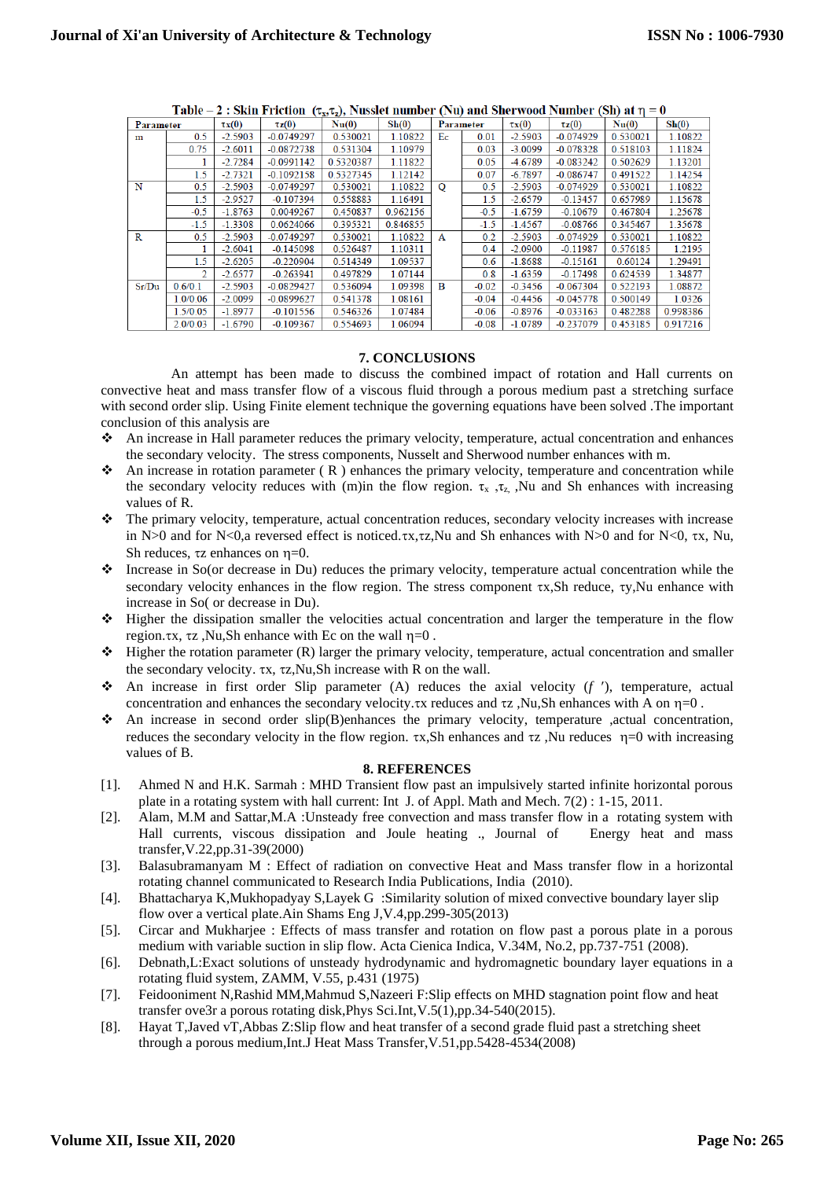Table – 2 : Skin Friction $(\tau_x,\tau_z)$, Nusslet number (Nu) and Sherwood Number (Sh) at $\eta = 0$

| Parameter | | $\tau x(0)$ | $\tau z(0)$ | Nu(0) | Sh(0) | Parameter | | $\tau x(0)$ | $\tau z(0)$ | Nu(0) | Sh(0) |
|---|---|---|---|---|---|---|---|---|---|---|---|
| m | 0.5 | -2.5903 | -0.0749297 | 0.530021 | 1.10822 | Ec | 0.01 | -2.5903 | -0.074929 | 0.530021 | 1.10822 |
| | 0.75 | -2.6011 | -0.0872738 | 0.531304 | 1.10979 | | 0.03 | -3.0099 | -0.078328 | 0.518103 | 1.11824 |
| | 1 | -2.7284 | -0.0991142 | 0.5320387 | 1.11822 | | 0.05 | -4.6789 | -0.083242 | 0.502629 | 1.13201 |
| | 1.5 | -2.7321 | -0.1092158 | 0.5327345 | 1.12142 | | 0.07 | -6.7897 | -0.086747 | 0.491522 | 1.14254 |
| N | 0.5 | -2.5903 | -0.0749297 | 0.530021 | 1.10822 | Q | 0.5 | -2.5903 | -0.074929 | 0.530021 | 1.10822 |
| | 1.5 | -2.9527 | -0.107394 | 0.558883 | 1.16491 | | 1.5 | -2.6579 | -0.13457 | 0.657989 | 1.15678 |
| | -0.5 | -1.8763 | 0.0049267 | 0.450837 | 0.962156 | | -0.5 | -1.6759 | -0.10679 | 0.467804 | 1.25678 |
| | -1.5 | -1.3308 | 0.0624066 | 0.395321 | 0.846855 | | -1.5 | -1.4567 | -0.08766 | 0.345467 | 1.35678 |
| R | 0.5 | -2.5903 | -0.0749297 | 0.530021 | 1.10822 | A | 0.2 | -2.5903 | -0.074929 | 0.530021 | 1.10822 |
| | 1 | -2.6041 | -0.145098 | 0.526487 | 1.10311 | | 0.4 | -2.0900 | -0.11987 | 0.576185 | 1.2195 |
| | 1.5 | -2.6205 | -0.220904 | 0.514349 | 1.09537 | | 0.6 | -1.8688 | -0.15161 | 0.60124 | 1.29491 |
| | 2 | -2.6577 | -0.263941 | 0.497829 | 1.07144 | | 0.8 | -1.6359 | -0.17498 | 0.624539 | 1.34877 |
| Sr/Du | 0.6/0.1 | -2.5903 | -0.0829427 | 0.536094 | 1.09398 | B | -0.02 | -0.3456 | -0.067304 | 0.522193 | 1.08872 |
| | 1.0/0.06 | -2.0099 | -0.0899627 | 0.541378 | 1.08161 | | -0.04 | -0.4456 | -0.045778 | 0.500149 | 1.0326 |
| | 1.5/0.05 | -1.8977 | -0.101556 | 0.546326 | 1.07484 | | -0.06 | -0.8976 | -0.033163 | 0.482288 | 0.998386 |
| | 2.0/0.03 | -1.6790 | -0.109367 | 0.554693 | 1.06094 | | -0.08 | -1.0789 | -0.237079 | 0.453185 | 0.917216 |

## 7. CONCLUSIONS

An attempt has been made to discuss the combined impact of rotation and Hall currents on convective heat and mass transfer flow of a viscous fluid through a porous medium past a stretching surface with second order slip. Using Finite element technique the governing equations have been solved .The important conclusion of this analysis are

- An increase in Hall parameter reduces the primary velocity, temperature, actual concentration and enhances the secondary velocity. The stress components, Nusselt and Sherwood number enhances with m.
- An increase in rotation parameter ( R ) enhances the primary velocity, temperature and concentration while the secondary velocity reduces with (m)in the flow region. $\tau_x$ ,$\tau_z$ ,Nu and Sh enhances with increasing values of R.
- The primary velocity, temperature, actual concentration reduces, secondary velocity increases with increase in N>0 and for N<0,a reversed effect is noticed.$\tau x$,$\tau z$,Nu and Sh enhances with N>0 and for N<0, $\tau x$, Nu, Sh reduces, $\tau z$ enhances on $\eta$=0.
- Increase in So(or decrease in Du) reduces the primary velocity, temperature actual concentration while the secondary velocity enhances in the flow region. The stress component $\tau x$,Sh reduce, $\tau y$,Nu enhance with increase in So( or decrease in Du).
- Higher the dissipation smaller the velocities actual concentration and larger the temperature in the flow region.$\tau x$, $\tau z$ ,Nu,Sh enhance with Ec on the wall $\eta$=0 .
- Higher the rotation parameter (R) larger the primary velocity, temperature, actual concentration and smaller the secondary velocity. $\tau x$, $\tau z$,Nu,Sh increase with R on the wall.
- An increase in first order Slip parameter (A) reduces the axial velocity ($f'$), temperature, actual concentration and enhances the secondary velocity.$\tau x$ reduces and $\tau z$ ,Nu,Sh enhances with A on $\eta$=0 .
- An increase in second order slip(B)enhances the primary velocity, temperature ,actual concentration, reduces the secondary velocity in the flow region. $\tau x$,Sh enhances and $\tau z$ ,Nu reduces $\eta$=0 with increasing values of B.

## 8. REFERENCES

[1]. Ahmed N and H.K. Sarmah : MHD Transient flow past an impulsively started infinite horizontal porous plate in a rotating system with hall current: Int J. of Appl. Math and Mech. 7(2) : 1-15, 2011.

[2]. Alam, M.M and Sattar,M.A :Unsteady free convection and mass transfer flow in a rotating system with Hall currents, viscous dissipation and Joule heating ., Journal of Energy heat and mass transfer,V.22,pp.31-39(2000)

[3]. Balasubramanyam M : Effect of radiation on convective Heat and Mass transfer flow in a horizontal rotating channel communicated to Research India Publications, India (2010).

[4]. Bhattacharya K,Mukhopadyay S,Layek G :Similarity solution of mixed convective boundary layer slip flow over a vertical plate.Ain Shams Eng J,V.4,pp.299-305(2013)

[5]. Circar and Mukharjee : Effects of mass transfer and rotation on flow past a porous plate in a porous medium with variable suction in slip flow. Acta Cienica Indica, V.34M, No.2, pp.737-751 (2008).

[6]. Debnath,L:Exact solutions of unsteady hydrodynamic and hydromagnetic boundary layer equations in a rotating fluid system, ZAMM, V.55, p.431 (1975)

[7]. Feidooniment N,Rashid MM,Mahmud S,Nazeeri F:Slip effects on MHD stagnation point flow and heat transfer ove3r a porous rotating disk,Phys Sci.Int,V.5(1),pp.34-540(2015).

[8]. Hayat T,Javed vT,Abbas Z:Slip flow and heat transfer of a second grade fluid past a stretching sheet through a porous medium,Int.J Heat Mass Transfer,V.51,pp.5428-4534(2008)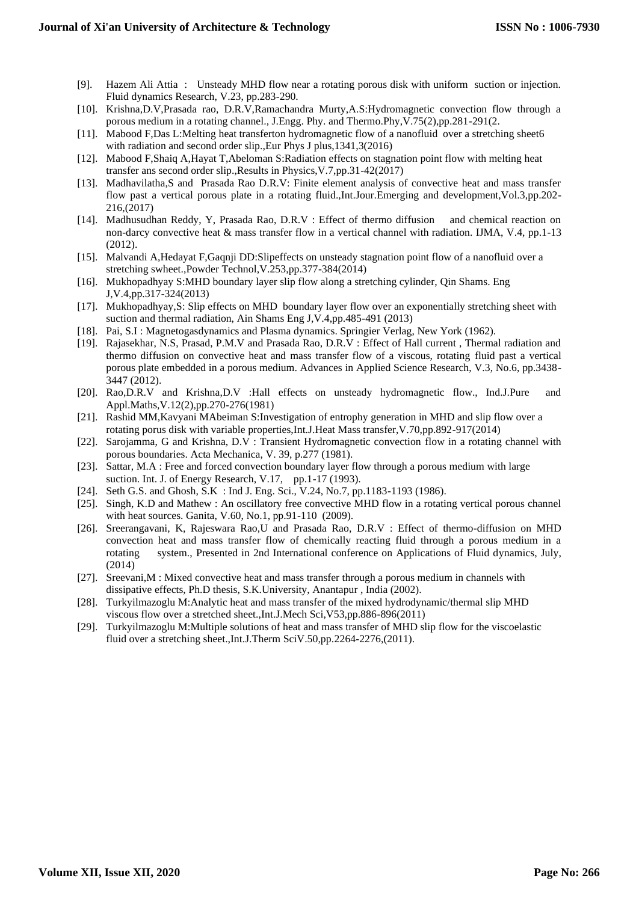[9]. Hazem Ali Attia : Unsteady MHD flow near a rotating porous disk with uniform suction or injection. Fluid dynamics Research, V.23, pp.283-290.

[10]. Krishna,D.V,Prasada rao, D.R.V,Ramachandra Murty,A.S:Hydromagnetic convection flow through a porous medium in a rotating channel., J.Engg. Phy. and Thermo.Phy,V.75(2),pp.281-291(2.

[11]. Mabood F,Das L:Melting heat transferton hydromagnetic flow of a nanofluid over a stretching sheet6 with radiation and second order slip.,Eur Phys J plus,1341,3(2016)

[12]. Mabood F,Shaiq A,Hayat T,Abeloman S:Radiation effects on stagnation point flow with melting heat transfer ans second order slip.,Results in Physics,V.7,pp.31-42(2017)

[13]. Madhavilatha,S and Prasada Rao D.R.V: Finite element analysis of convective heat and mass transfer flow past a vertical porous plate in a rotating fluid.,Int.Jour.Emerging and development,Vol.3,pp.202-216,(2017)

[14]. Madhusudhan Reddy, Y, Prasada Rao, D.R.V : Effect of thermo diffusion and chemical reaction on non-darcy convective heat & mass transfer flow in a vertical channel with radiation. IJMA, V.4, pp.1-13 (2012).

[15]. Malvandi A,Hedayat F,Gaqnji DD:Slipeffects on unsteady stagnation point flow of a nanofluid over a stretching swheet.,Powder Technol,V.253,pp.377-384(2014)

[16]. Mukhopadhyay S:MHD boundary layer slip flow along a stretching cylinder, Qin Shams. Eng J,V.4,pp.317-324(2013)

[17]. Mukhopadhyay,S: Slip effects on MHD boundary layer flow over an exponentially stretching sheet with suction and thermal radiation, Ain Shams Eng J,V.4,pp.485-491 (2013)

[18]. Pai, S.I : Magnetogasdynamics and Plasma dynamics. Springier Verlag, New York (1962).

[19]. Rajasekhar, N.S, Prasad, P.M.V and Prasada Rao, D.R.V : Effect of Hall current , Thermal radiation and thermo diffusion on convective heat and mass transfer flow of a viscous, rotating fluid past a vertical porous plate embedded in a porous medium. Advances in Applied Science Research, V.3, No.6, pp.3438-3447 (2012).

[20]. Rao,D.R.V and Krishna,D.V :Hall effects on unsteady hydromagnetic flow., Ind.J.Pure and Appl.Maths,V.12(2),pp.270-276(1981)

[21]. Rashid MM,Kavyani MAbeiman S:Investigation of entrophy generation in MHD and slip flow over a rotating porus disk with variable properties,Int.J.Heat Mass transfer,V.70,pp.892-917(2014)

[22]. Sarojamma, G and Krishna, D.V : Transient Hydromagnetic convection flow in a rotating channel with porous boundaries. Acta Mechanica, V. 39, p.277 (1981).

[23]. Sattar, M.A : Free and forced convection boundary layer flow through a porous medium with large suction. Int. J. of Energy Research, V.17, pp.1-17 (1993).

[24]. Seth G.S. and Ghosh, S.K : Ind J. Eng. Sci., V.24, No.7, pp.1183-1193 (1986).

[25]. Singh, K.D and Mathew : An oscillatory free convective MHD flow in a rotating vertical porous channel with heat sources. Ganita, V.60, No.1, pp.91-110 (2009).

[26]. Sreerangavani, K, Rajeswara Rao,U and Prasada Rao, D.R.V : Effect of thermo-diffusion on MHD convection heat and mass transfer flow of chemically reacting fluid through a porous medium in a rotating system., Presented in 2nd International conference on Applications of Fluid dynamics, July, (2014)

[27]. Sreevani,M : Mixed convective heat and mass transfer through a porous medium in channels with dissipative effects, Ph.D thesis, S.K.University, Anantapur , India (2002).

[28]. Turkyilmazoglu M:Analytic heat and mass transfer of the mixed hydrodynamic/thermal slip MHD viscous flow over a stretched sheet.,Int.J.Mech Sci,V53,pp.886-896(2011)

[29]. Turkyilmazoglu M:Multiple solutions of heat and mass transfer of MHD slip flow for the viscoelastic fluid over a stretching sheet.,Int.J.Therm SciV.50,pp.2264-2276,(2011).